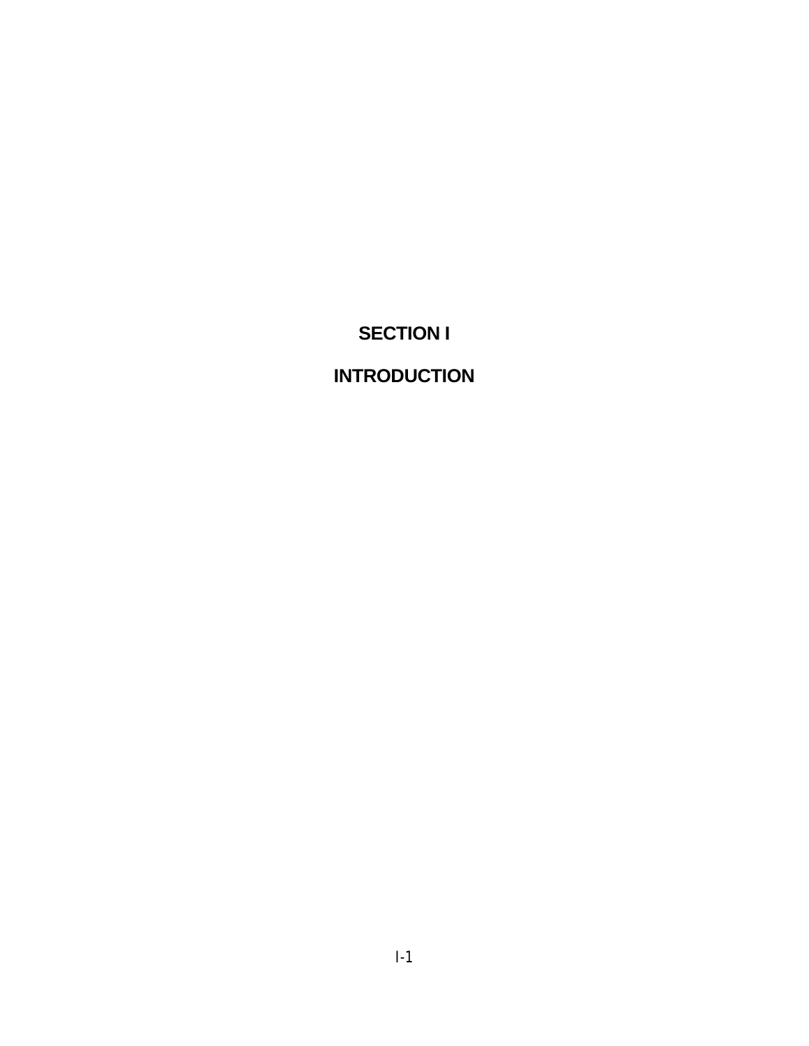# SECTION I

# INTRODUCTION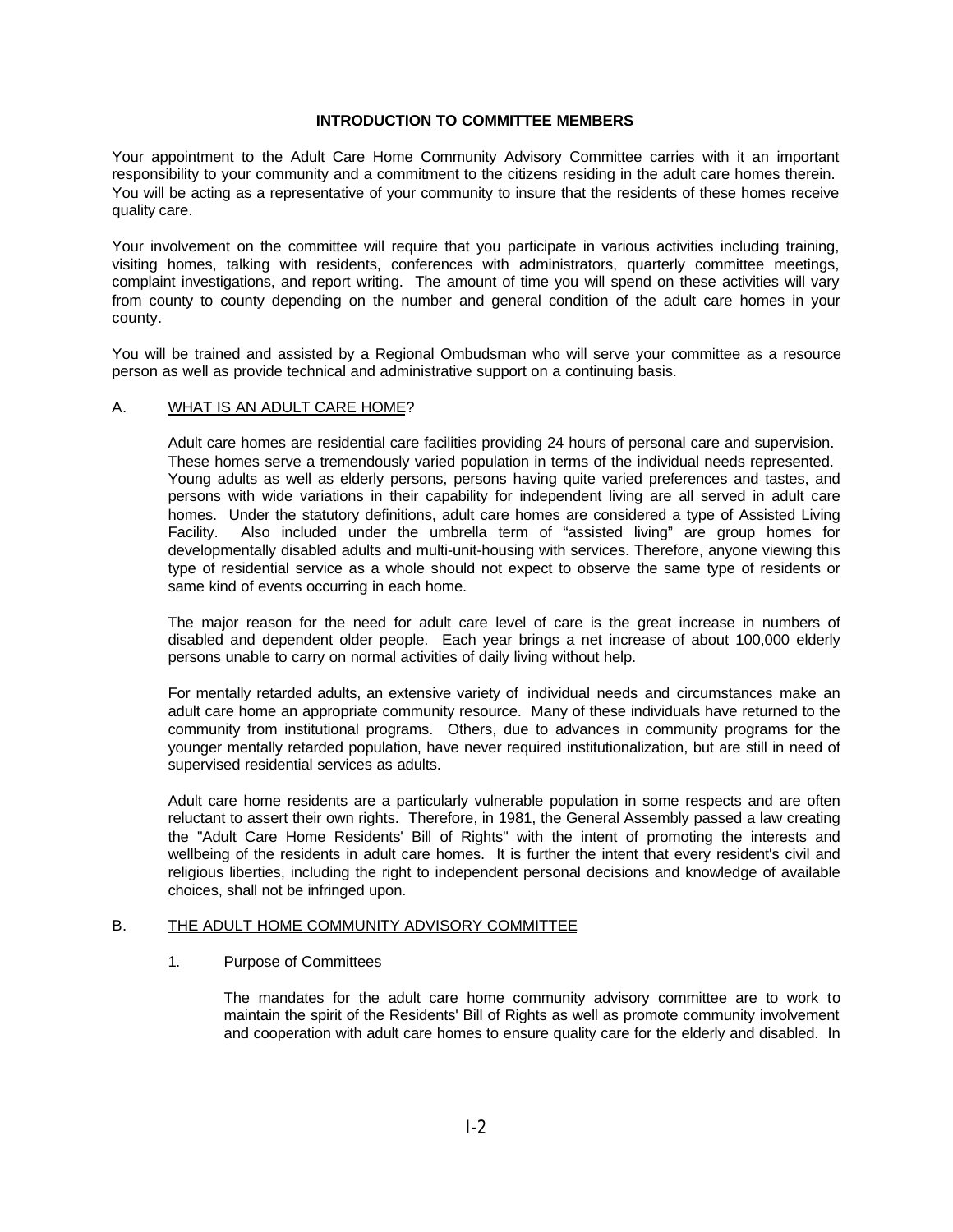## INTRODUCTION TO COMMITTEE MEMBERS

Your appointment to the Adult Care Home Community Advisory Committee carries with it an important responsibility to your community and a commitment to the citizens residing in the adult care homes therein. You will be acting as a representative of your community to insure that the residents of these homes receive quality care.

Your involvement on the committee will require that you participate in various activities including training, visiting homes, talking with residents, conferences with administrators, quarterly committee meetings, complaint investigations, and report writing. The amount of time you will spend on these activities will vary from county to county depending on the number and general condition of the adult care homes in your county.

You will be trained and assisted by a Regional Ombudsman who will serve your committee as a resource person as well as provide technical and administrative support on a continuing basis.

### A. WHAT IS AN ADULT CARE HOME?

Adult care homes are residential care facilities providing 24 hours of personal care and supervision. These homes serve a tremendously varied population in terms of the individual needs represented. Young adults as well as elderly persons, persons having quite varied preferences and tastes, and persons with wide variations in their capability for independent living are all served in adult care homes. Under the statutory definitions, adult care homes are considered a type of Assisted Living Facility. Also included under the umbrella term of "assisted living" are group homes for developmentally disabled adults and multi-unit-housing with services. Therefore, anyone viewing this type of residential service as a whole should not expect to observe the same type of residents or same kind of events occurring in each home.

The major reason for the need for adult care level of care is the great increase in numbers of disabled and dependent older people. Each year brings a net increase of about 100,000 elderly persons unable to carry on normal activities of daily living without help.

For mentally retarded adults, an extensive variety of individual needs and circumstances make an adult care home an appropriate community resource. Many of these individuals have returned to the community from institutional programs. Others, due to advances in community programs for the younger mentally retarded population, have never required institutionalization, but are still in need of supervised residential services as adults.

Adult care home residents are a particularly vulnerable population in some respects and are often reluctant to assert their own rights. Therefore, in 1981, the General Assembly passed a law creating the "Adult Care Home Residents' Bill of Rights" with the intent of promoting the interests and wellbeing of the residents in adult care homes. It is further the intent that every resident's civil and religious liberties, including the right to independent personal decisions and knowledge of available choices, shall not be infringed upon.

### B. THE ADULT HOME COMMUNITY ADVISORY COMMITTEE

#### 1. Purpose of Committees

The mandates for the adult care home community advisory committee are to work to maintain the spirit of the Residents' Bill of Rights as well as promote community involvement and cooperation with adult care homes to ensure quality care for the elderly and disabled. In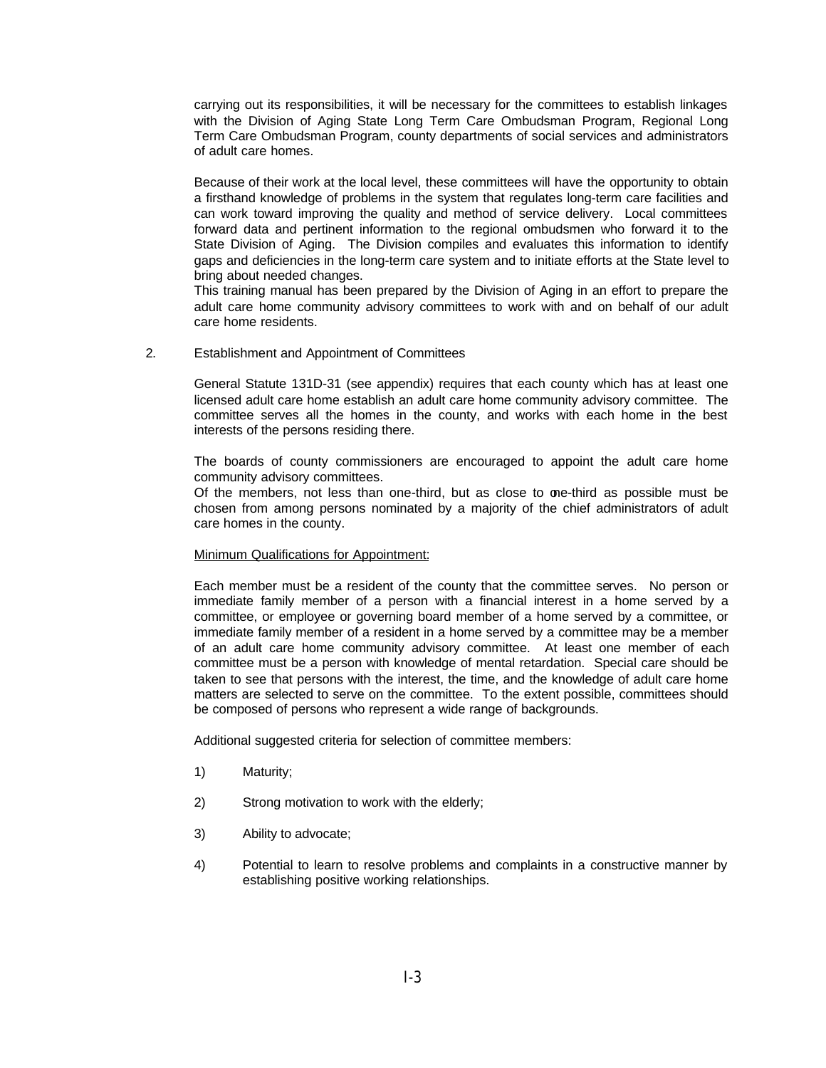carrying out its responsibilities, it will be necessary for the committees to establish linkages with the Division of Aging State Long Term Care Ombudsman Program, Regional Long Term Care Ombudsman Program, county departments of social services and administrators of adult care homes.

Because of their work at the local level, these committees will have the opportunity to obtain a firsthand knowledge of problems in the system that regulates long-term care facilities and can work toward improving the quality and method of service delivery. Local committees forward data and pertinent information to the regional ombudsmen who forward it to the State Division of Aging. The Division compiles and evaluates this information to identify gaps and deficiencies in the long-term care system and to initiate efforts at the State level to bring about needed changes.

This training manual has been prepared by the Division of Aging in an effort to prepare the adult care home community advisory committees to work with and on behalf of our adult care home residents.

2. Establishment and Appointment of Committees

General Statute 131D-31 (see appendix) requires that each county which has at least one licensed adult care home establish an adult care home community advisory committee. The committee serves all the homes in the county, and works with each home in the best interests of the persons residing there.

The boards of county commissioners are encouraged to appoint the adult care home community advisory committees.

Of the members, not less than one-third, but as close to one-third as possible must be chosen from among persons nominated by a majority of the chief administrators of adult care homes in the county.

<u>Minimum Qualifications for Appointment:</u>

Each member must be a resident of the county that the committee serves. No person or immediate family member of a person with a financial interest in a home served by a committee, or employee or governing board member of a home served by a committee, or immediate family member of a resident in a home served by a committee may be a member of an adult care home community advisory committee. At least one member of each committee must be a person with knowledge of mental retardation. Special care should be taken to see that persons with the interest, the time, and the knowledge of adult care home matters are selected to serve on the committee. To the extent possible, committees should be composed of persons who represent a wide range of backgrounds.

Additional suggested criteria for selection of committee members:

1) Maturity;

2) Strong motivation to work with the elderly;

3) Ability to advocate;

4) Potential to learn to resolve problems and complaints in a constructive manner by establishing positive working relationships.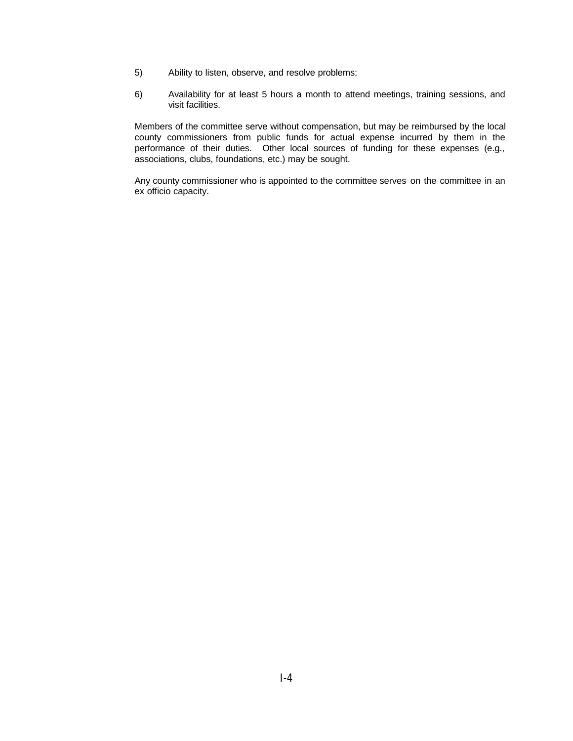5) Ability to listen, observe, and resolve problems;

6) Availability for at least 5 hours a month to attend meetings, training sessions, and visit facilities.

Members of the committee serve without compensation, but may be reimbursed by the local county commissioners from public funds for actual expense incurred by them in the performance of their duties. Other local sources of funding for these expenses (e.g., associations, clubs, foundations, etc.) may be sought.

Any county commissioner who is appointed to the committee serves on the committee in an ex officio capacity.